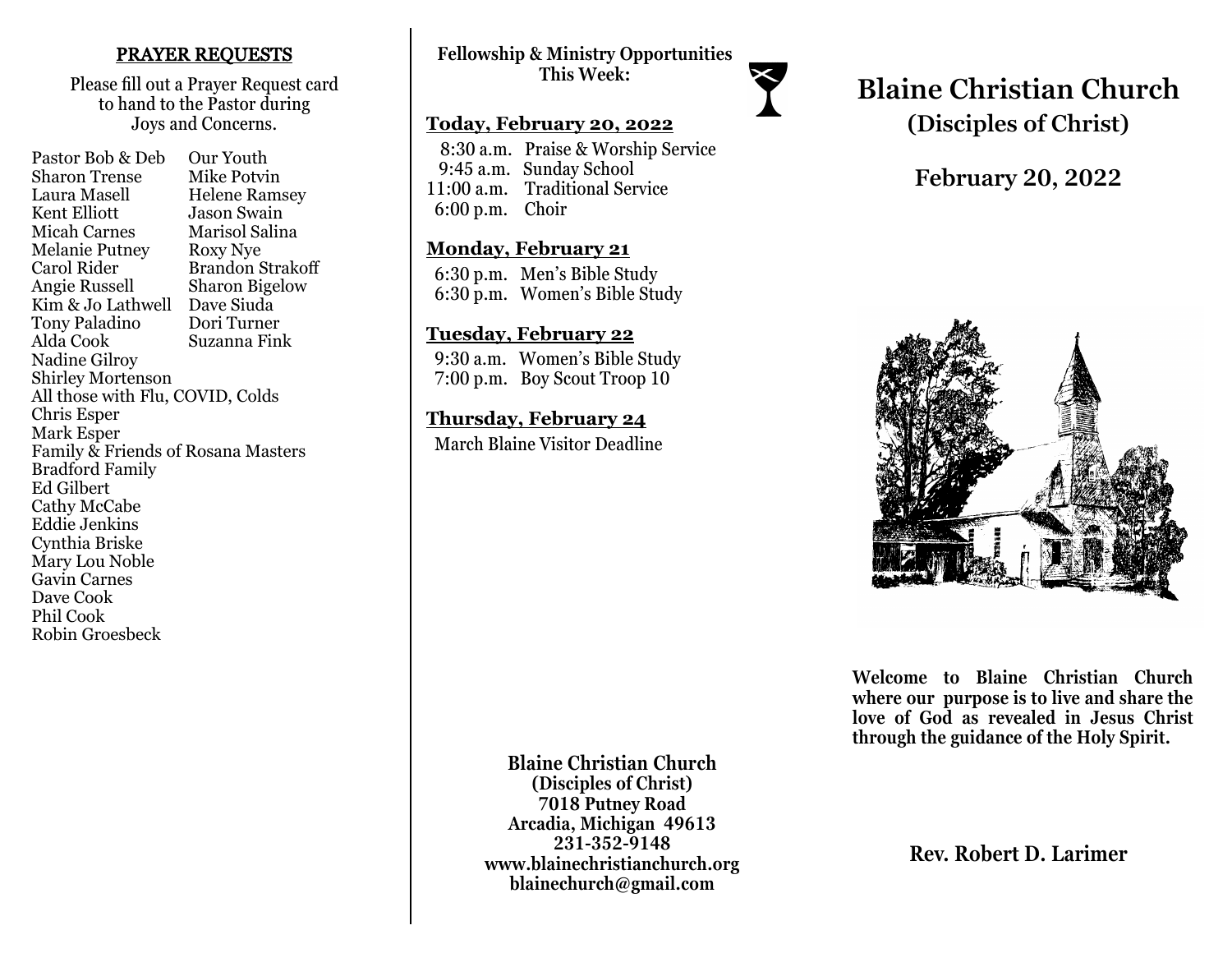## PRAYER REQUESTS

Please fill out a Prayer Request card to hand to the Pastor during Joys and Concerns.

Pastor Bob & Deb
Sharon Trense
Laura Masell
Kent Elliott
Micah Carnes
Melanie Putney
Carol Rider
Angie Russell
Kim & Jo Lathwell
Tony Paladino
Alda Cook
Our Youth
Mike Potvin
Helene Ramsey
Jason Swain
Marisol Salina
Roxy Nye
Brandon Strakoff
Sharon Bigelow
Dave Siuda
Dori Turner
Suzanna Fink
Nadine Gilroy
Shirley Mortenson
All those with Flu, COVID, Colds
Chris Esper
Mark Esper
Family & Friends of Rosana Masters
Bradford Family
Ed Gilbert
Cathy McCabe
Eddie Jenkins
Cynthia Briske
Mary Lou Noble
Gavin Carnes
Dave Cook
Phil Cook
Robin Groesbeck

**Fellowship & Ministry Opportunities This Week:**

### Today, February 20, 2022

8:30 a.m. Praise & Worship Service
9:45 a.m. Sunday School
11:00 a.m. Traditional Service
6:00 p.m. Choir

### Monday, February 21

6:30 p.m. Men's Bible Study
6:30 p.m. Women's Bible Study

### Tuesday, February 22

9:30 a.m. Women's Bible Study
7:00 p.m. Boy Scout Troop 10

### Thursday, February 24

March Blaine Visitor Deadline

**Blaine Christian Church**
**(Disciples of Christ)**
**7018 Putney Road**
**Arcadia, Michigan 49613**
**231-352-9148**
**www.blainechristianchurch.org**
**blainechurch@gmail.com**

# Blaine Christian Church
## (Disciples of Christ)

## February 20, 2022

**Welcome to Blaine Christian Church where our purpose is to live and share the love of God as revealed in Jesus Christ through the guidance of the Holy Spirit.**

**Rev. Robert D. Larimer**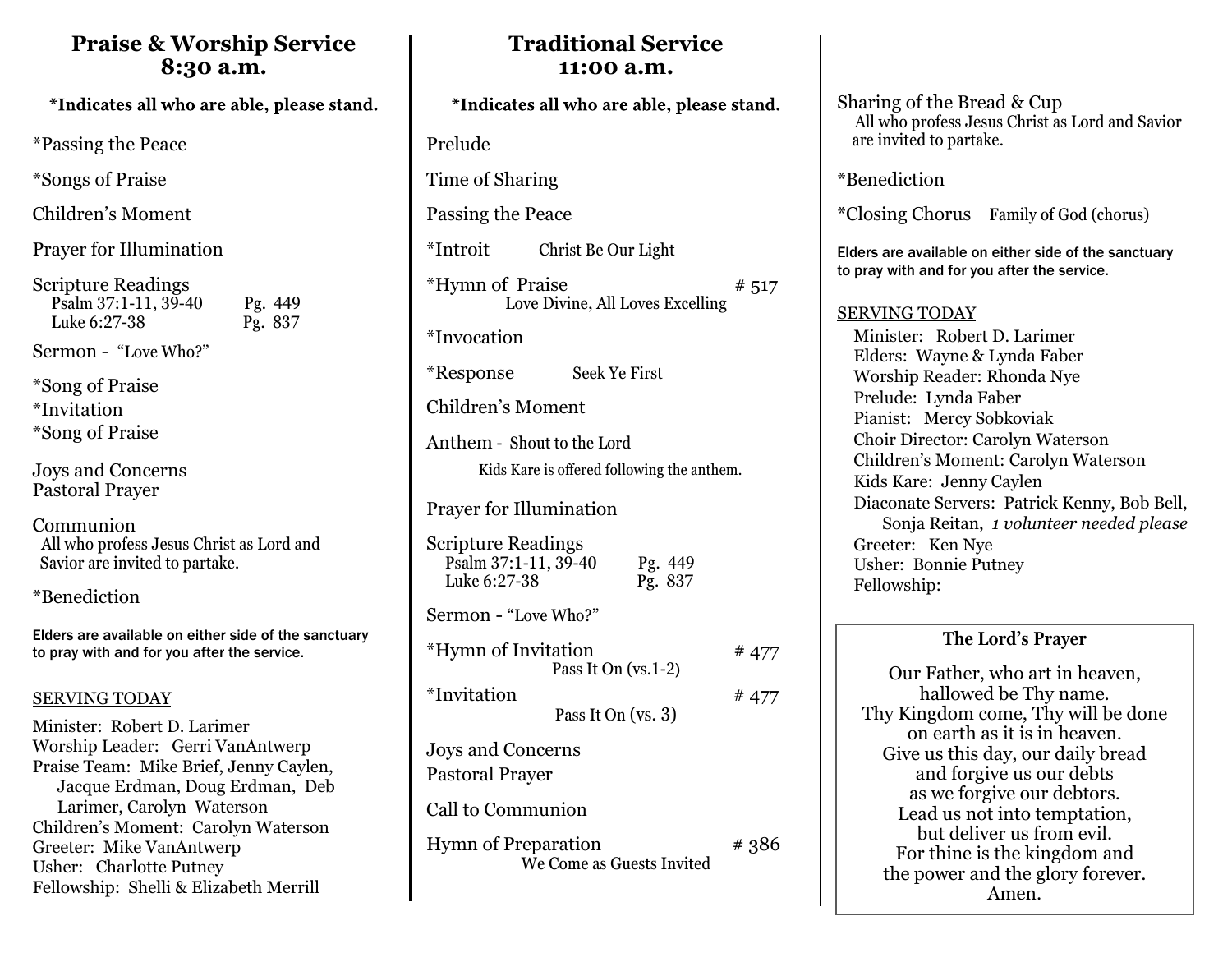## Praise & Worship Service 8:30 a.m.

**\*Indicates all who are able, please stand.**

*Passing the Peace

*Songs of Praise

Children's Moment

Prayer for Illumination

Scripture Readings
Psalm 37:1-11, 39-40 Pg. 449
Luke 6:27-38 Pg. 837

Sermon - "Love Who?"

*Song of Praise
*Invitation
*Song of Praise

Joys and Concerns
Pastoral Prayer

Communion
All who profess Jesus Christ as Lord and Savior are invited to partake.

*Benediction

Elders are available on either side of the sanctuary to pray with and for you after the service.

SERVING TODAY

Minister: Robert D. Larimer
Worship Leader: Gerri VanAntwerp
Praise Team: Mike Brief, Jenny Caylen, Jacque Erdman, Doug Erdman, Deb Larimer, Carolyn Waterson
Children's Moment: Carolyn Waterson
Greeter: Mike VanAntwerp
Usher: Charlotte Putney
Fellowship: Shelli & Elizabeth Merrill

## Traditional Service 11:00 a.m.

**\*Indicates all who are able, please stand.**

Prelude

Time of Sharing

Passing the Peace

*Introit Christ Be Our Light

*Hymn of Praise # 517
Love Divine, All Loves Excelling

*Invocation

*Response Seek Ye First

Children's Moment

Anthem - Shout to the Lord
Kids Kare is offered following the anthem.

Prayer for Illumination

Scripture Readings
Psalm 37:1-11, 39-40 Pg. 449
Luke 6:27-38 Pg. 837

Sermon - "Love Who?"

*Hymn of Invitation # 477
Pass It On (vs.1-2)

*Invitation # 477
Pass It On (vs. 3)

Joys and Concerns
Pastoral Prayer

Call to Communion

Hymn of Preparation # 386
We Come as Guests Invited

Sharing of the Bread & Cup
All who profess Jesus Christ as Lord and Savior are invited to partake.

*Benediction

*Closing Chorus Family of God (chorus)

Elders are available on either side of the sanctuary to pray with and for you after the service.

SERVING TODAY

Minister: Robert D. Larimer
Elders: Wayne & Lynda Faber
Worship Reader: Rhonda Nye
Prelude: Lynda Faber
Pianist: Mercy Sobkoviak
Choir Director: Carolyn Waterson
Children's Moment: Carolyn Waterson
Kids Kare: Jenny Caylen
Diaconate Servers: Patrick Kenny, Bob Bell, Sonja Reitan, *1 volunteer needed please*
Greeter: Ken Nye
Usher: Bonnie Putney
Fellowship:

**The Lord's Prayer**

Our Father, who art in heaven,
hallowed be Thy name.
Thy Kingdom come, Thy will be done
on earth as it is in heaven.
Give us this day, our daily bread
and forgive us our debts
as we forgive our debtors.
Lead us not into temptation,
but deliver us from evil.
For thine is the kingdom and
the power and the glory forever.
Amen.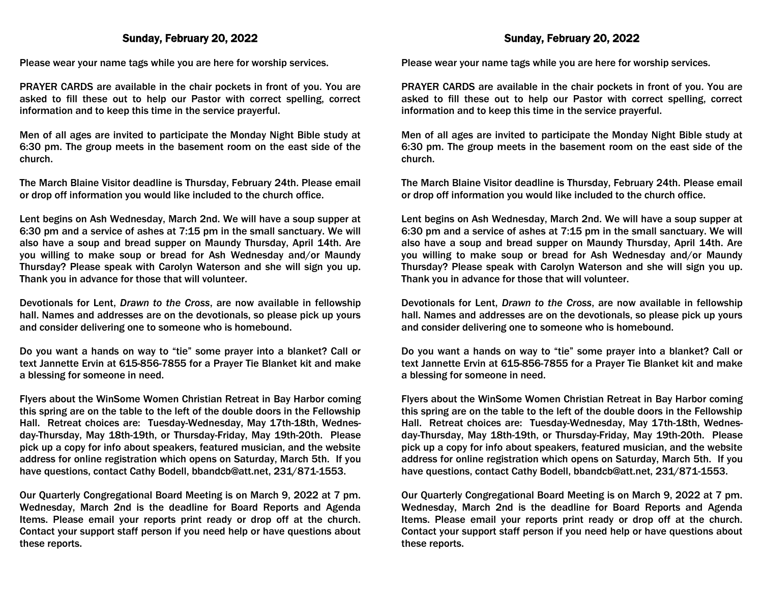## Sunday, February 20, 2022

Please wear your name tags while you are here for worship services.

PRAYER CARDS are available in the chair pockets in front of you. You are asked to fill these out to help our Pastor with correct spelling, correct information and to keep this time in the service prayerful.

Men of all ages are invited to participate the Monday Night Bible study at 6:30 pm. The group meets in the basement room on the east side of the church.

The March Blaine Visitor deadline is Thursday, February 24th. Please email or drop off information you would like included to the church office.

Lent begins on Ash Wednesday, March 2nd. We will have a soup supper at 6:30 pm and a service of ashes at 7:15 pm in the small sanctuary. We will also have a soup and bread supper on Maundy Thursday, April 14th. Are you willing to make soup or bread for Ash Wednesday and/or Maundy Thursday? Please speak with Carolyn Waterson and she will sign you up. Thank you in advance for those that will volunteer.

Devotionals for Lent, *Drawn to the Cross*, are now available in fellowship hall. Names and addresses are on the devotionals, so please pick up yours and consider delivering one to someone who is homebound.

Do you want a hands on way to "tie" some prayer into a blanket? Call or text Jannette Ervin at 615-856-7855 for a Prayer Tie Blanket kit and make a blessing for someone in need.

Flyers about the WinSome Women Christian Retreat in Bay Harbor coming this spring are on the table to the left of the double doors in the Fellowship Hall. Retreat choices are: Tuesday-Wednesday, May 17th-18th, Wednesday-Thursday, May 18th-19th, or Thursday-Friday, May 19th-20th. Please pick up a copy for info about speakers, featured musician, and the website address for online registration which opens on Saturday, March 5th. If you have questions, contact Cathy Bodell, bbandcb@att.net, 231/871-1553.

Our Quarterly Congregational Board Meeting is on March 9, 2022 at 7 pm. Wednesday, March 2nd is the deadline for Board Reports and Agenda Items. Please email your reports print ready or drop off at the church. Contact your support staff person if you need help or have questions about these reports.

## Sunday, February 20, 2022

Please wear your name tags while you are here for worship services.

PRAYER CARDS are available in the chair pockets in front of you. You are asked to fill these out to help our Pastor with correct spelling, correct information and to keep this time in the service prayerful.

Men of all ages are invited to participate the Monday Night Bible study at 6:30 pm. The group meets in the basement room on the east side of the church.

The March Blaine Visitor deadline is Thursday, February 24th. Please email or drop off information you would like included to the church office.

Lent begins on Ash Wednesday, March 2nd. We will have a soup supper at 6:30 pm and a service of ashes at 7:15 pm in the small sanctuary. We will also have a soup and bread supper on Maundy Thursday, April 14th. Are you willing to make soup or bread for Ash Wednesday and/or Maundy Thursday? Please speak with Carolyn Waterson and she will sign you up. Thank you in advance for those that will volunteer.

Devotionals for Lent, *Drawn to the Cross*, are now available in fellowship hall. Names and addresses are on the devotionals, so please pick up yours and consider delivering one to someone who is homebound.

Do you want a hands on way to "tie" some prayer into a blanket? Call or text Jannette Ervin at 615-856-7855 for a Prayer Tie Blanket kit and make a blessing for someone in need.

Flyers about the WinSome Women Christian Retreat in Bay Harbor coming this spring are on the table to the left of the double doors in the Fellowship Hall. Retreat choices are: Tuesday-Wednesday, May 17th-18th, Wednesday-Thursday, May 18th-19th, or Thursday-Friday, May 19th-20th. Please pick up a copy for info about speakers, featured musician, and the website address for online registration which opens on Saturday, March 5th. If you have questions, contact Cathy Bodell, bbandcb@att.net, 231/871-1553.

Our Quarterly Congregational Board Meeting is on March 9, 2022 at 7 pm. Wednesday, March 2nd is the deadline for Board Reports and Agenda Items. Please email your reports print ready or drop off at the church. Contact your support staff person if you need help or have questions about these reports.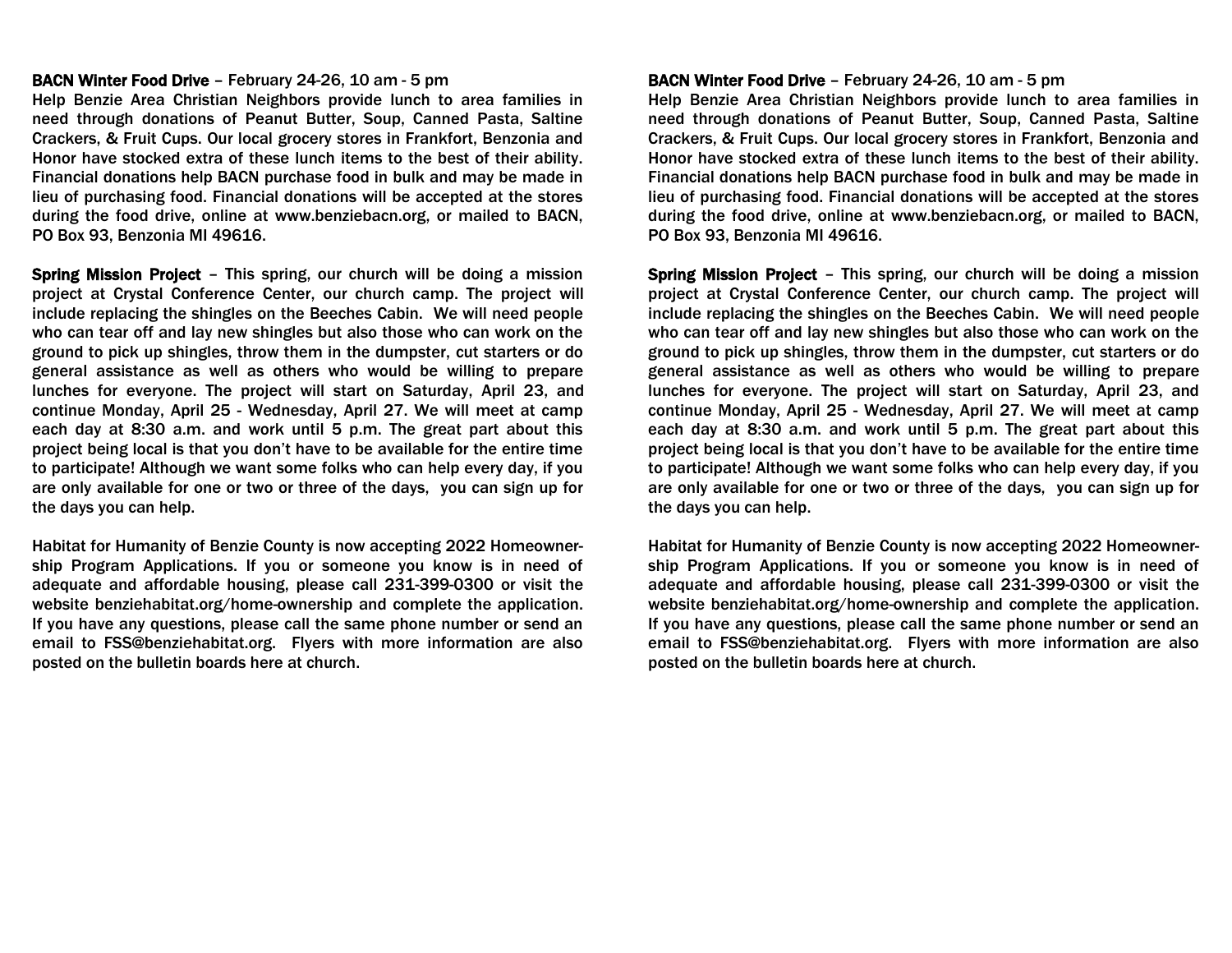**BACN Winter Food Drive** – February 24-26, 10 am - 5 pm
Help Benzie Area Christian Neighbors provide lunch to area families in need through donations of Peanut Butter, Soup, Canned Pasta, Saltine Crackers, & Fruit Cups. Our local grocery stores in Frankfort, Benzonia and Honor have stocked extra of these lunch items to the best of their ability. Financial donations help BACN purchase food in bulk and may be made in lieu of purchasing food. Financial donations will be accepted at the stores during the food drive, online at www.benziebacn.org, or mailed to BACN, PO Box 93, Benzonia MI 49616.

**Spring Mission Project** – This spring, our church will be doing a mission project at Crystal Conference Center, our church camp. The project will include replacing the shingles on the Beeches Cabin. We will need people who can tear off and lay new shingles but also those who can work on the ground to pick up shingles, throw them in the dumpster, cut starters or do general assistance as well as others who would be willing to prepare lunches for everyone. The project will start on Saturday, April 23, and continue Monday, April 25 - Wednesday, April 27. We will meet at camp each day at 8:30 a.m. and work until 5 p.m. The great part about this project being local is that you don't have to be available for the entire time to participate! Although we want some folks who can help every day, if you are only available for one or two or three of the days, you can sign up for the days you can help.

Habitat for Humanity of Benzie County is now accepting 2022 Homeownership Program Applications. If you or someone you know is in need of adequate and affordable housing, please call 231-399-0300 or visit the website benziehabitat.org/home-ownership and complete the application. If you have any questions, please call the same phone number or send an email to FSS@benziehabitat.org. Flyers with more information are also posted on the bulletin boards here at church.

**BACN Winter Food Drive** – February 24-26, 10 am - 5 pm
Help Benzie Area Christian Neighbors provide lunch to area families in need through donations of Peanut Butter, Soup, Canned Pasta, Saltine Crackers, & Fruit Cups. Our local grocery stores in Frankfort, Benzonia and Honor have stocked extra of these lunch items to the best of their ability. Financial donations help BACN purchase food in bulk and may be made in lieu of purchasing food. Financial donations will be accepted at the stores during the food drive, online at www.benziebacn.org, or mailed to BACN, PO Box 93, Benzonia MI 49616.

**Spring Mission Project** – This spring, our church will be doing a mission project at Crystal Conference Center, our church camp. The project will include replacing the shingles on the Beeches Cabin. We will need people who can tear off and lay new shingles but also those who can work on the ground to pick up shingles, throw them in the dumpster, cut starters or do general assistance as well as others who would be willing to prepare lunches for everyone. The project will start on Saturday, April 23, and continue Monday, April 25 - Wednesday, April 27. We will meet at camp each day at 8:30 a.m. and work until 5 p.m. The great part about this project being local is that you don't have to be available for the entire time to participate! Although we want some folks who can help every day, if you are only available for one or two or three of the days, you can sign up for the days you can help.

Habitat for Humanity of Benzie County is now accepting 2022 Homeownership Program Applications. If you or someone you know is in need of adequate and affordable housing, please call 231-399-0300 or visit the website benziehabitat.org/home-ownership and complete the application. If you have any questions, please call the same phone number or send an email to FSS@benziehabitat.org. Flyers with more information are also posted on the bulletin boards here at church.